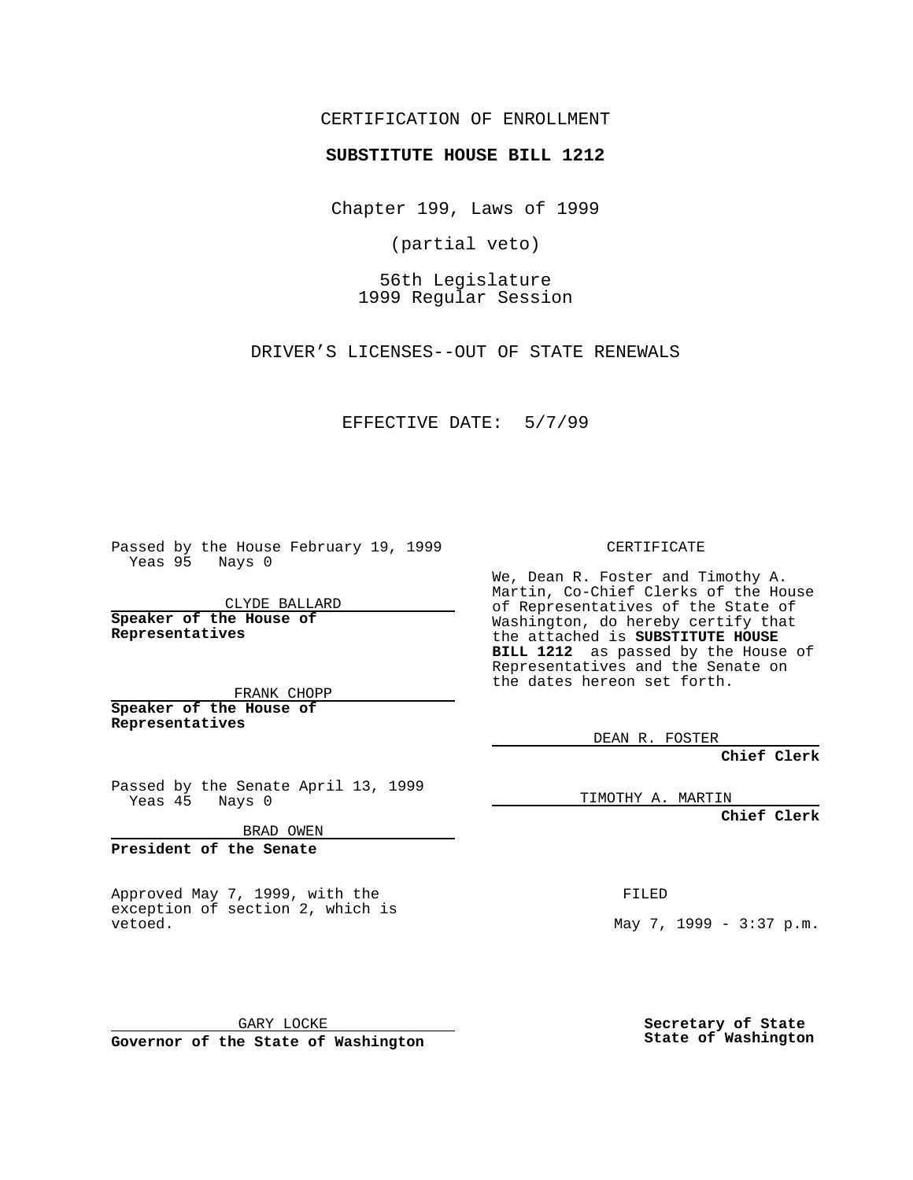CERTIFICATION OF ENROLLMENT

**SUBSTITUTE HOUSE BILL 1212**

Chapter 199, Laws of 1999

(partial veto)

56th Legislature
1999 Regular Session

DRIVER'S LICENSES--OUT OF STATE RENEWALS

EFFECTIVE DATE: 5/7/99

Passed by the House February 19, 1999
Yeas 95 Nays 0

CLYDE BALLARD

**Speaker of the House of Representatives**

FRANK CHOPP

**Speaker of the House of Representatives**

Passed by the Senate April 13, 1999
Yeas 45 Nays 0

BRAD OWEN

**President of the Senate**

Approved May 7, 1999, with the exception of section 2, which is vetoed.

GARY LOCKE

**Governor of the State of Washington**

CERTIFICATE

We, Dean R. Foster and Timothy A. Martin, Co-Chief Clerks of the House of Representatives of the State of Washington, do hereby certify that the attached is **SUBSTITUTE HOUSE BILL 1212** as passed by the House of Representatives and the Senate on the dates hereon set forth.

DEAN R. FOSTER

**Chief Clerk**

TIMOTHY A. MARTIN

**Chief Clerk**

FILED

May 7, 1999 - 3:37 p.m.

**Secretary of State
State of Washington**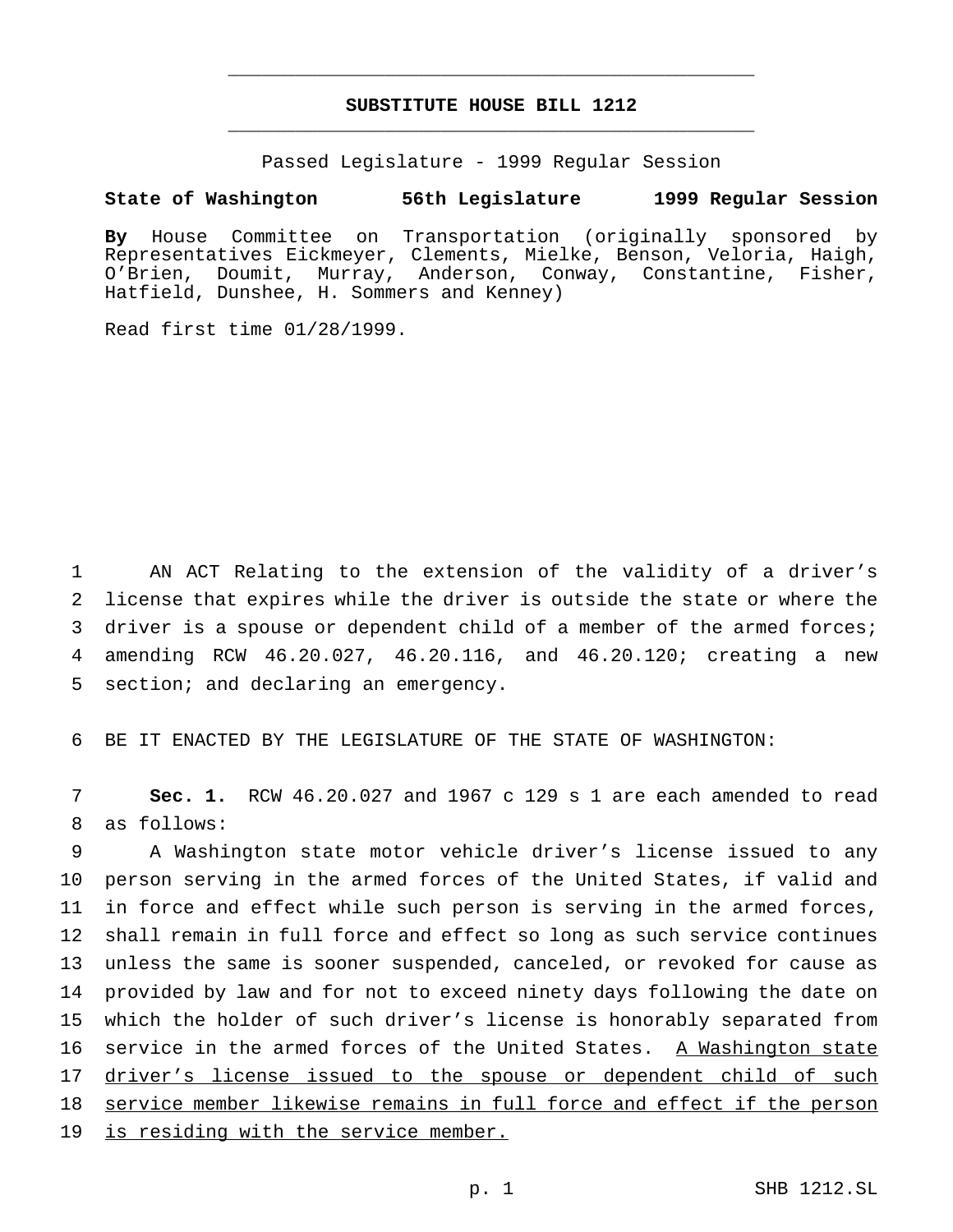# SUBSTITUTE HOUSE BILL 1212

Passed Legislature - 1999 Regular Session

**State of Washington 56th Legislature 1999 Regular Session**

**By** House Committee on Transportation (originally sponsored by Representatives Eickmeyer, Clements, Mielke, Benson, Veloria, Haigh, O'Brien, Doumit, Murray, Anderson, Conway, Constantine, Fisher, Hatfield, Dunshee, H. Sommers and Kenney)

Read first time 01/28/1999.

AN ACT Relating to the extension of the validity of a driver's license that expires while the driver is outside the state or where the driver is a spouse or dependent child of a member of the armed forces; amending RCW 46.20.027, 46.20.116, and 46.20.120; creating a new section; and declaring an emergency.

BE IT ENACTED BY THE LEGISLATURE OF THE STATE OF WASHINGTON:

**Sec. 1.** RCW 46.20.027 and 1967 c 129 s 1 are each amended to read as follows:

A Washington state motor vehicle driver's license issued to any person serving in the armed forces of the United States, if valid and in force and effect while such person is serving in the armed forces, shall remain in full force and effect so long as such service continues unless the same is sooner suspended, canceled, or revoked for cause as provided by law and for not to exceed ninety days following the date on which the holder of such driver's license is honorably separated from service in the armed forces of the United States. <u>A Washington state driver's license issued to the spouse or dependent child of such service member likewise remains in full force and effect if the person is residing with the service member.</u>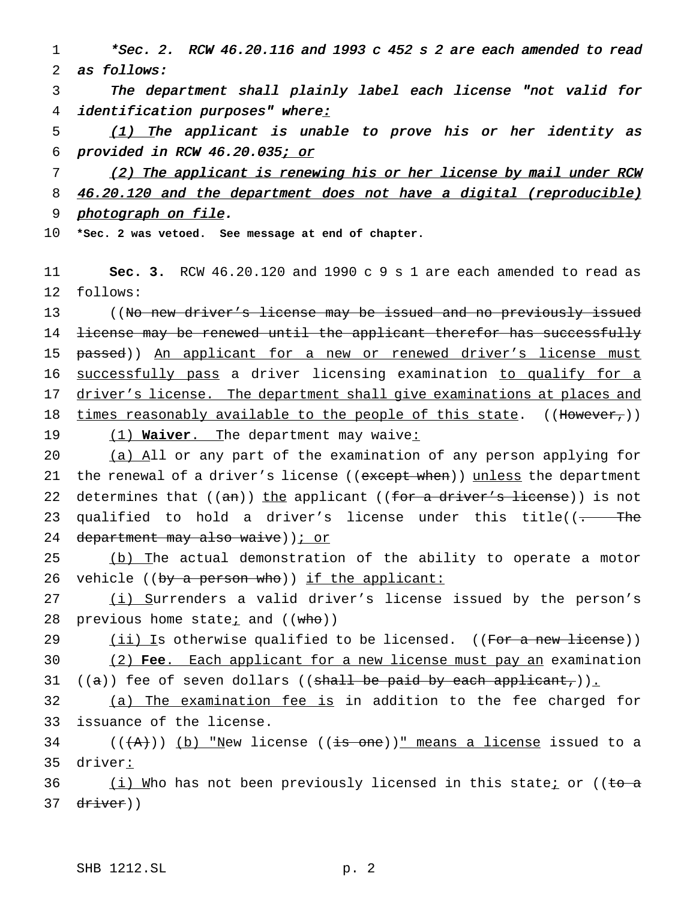*\*Sec. 2. RCW 46.20.116 and 1993 c 452 s 2 are each amended to read as follows:*

*The department shall plainly label each license "not valid for identification purposes" where:*

*(1) The applicant is unable to prove his or her identity as provided in RCW 46.20.035; or*

*(2) The applicant is renewing his or her license by mail under RCW 46.20.120 and the department does not have a digital (reproducible) photograph on file.*

**\*Sec. 2 was vetoed. See message at end of chapter.**

**Sec. 3.** RCW 46.20.120 and 1990 c 9 s 1 are each amended to read as follows:

((~~No new driver's license may be issued and no previously issued license may be renewed until the applicant therefor has successfully passed~~)) An applicant for a new or renewed driver's license must successfully pass a driver licensing examination to qualify for a driver's license. The department shall give examinations at places and times reasonably available to the people of this state. ((~~However,~~))

(1) **Waiver**. The department may waive:

(a) All or any part of the examination of any person applying for the renewal of a driver's license ((~~except when~~)) unless the department determines that ((~~an~~)) the applicant ((~~for a driver's license~~)) is not qualified to hold a driver's license under this title((~~. The department may also waive~~)); or

(b) The actual demonstration of the ability to operate a motor vehicle ((~~by a person who~~)) if the applicant:

(i) Surrenders a valid driver's license issued by the person's previous home state; and ((~~who~~))

(ii) Is otherwise qualified to be licensed. ((~~For a new license~~))

(2) **Fee**. Each applicant for a new license must pay an examination ((~~a~~)) fee of seven dollars ((~~shall be paid by each applicant,~~)).

(a) The examination fee is in addition to the fee charged for issuance of the license.

((~~(A)~~)) (b) "New license ((~~is one~~))" means a license issued to a driver:

(i) Who has not been previously licensed in this state; or ((~~to a driver~~))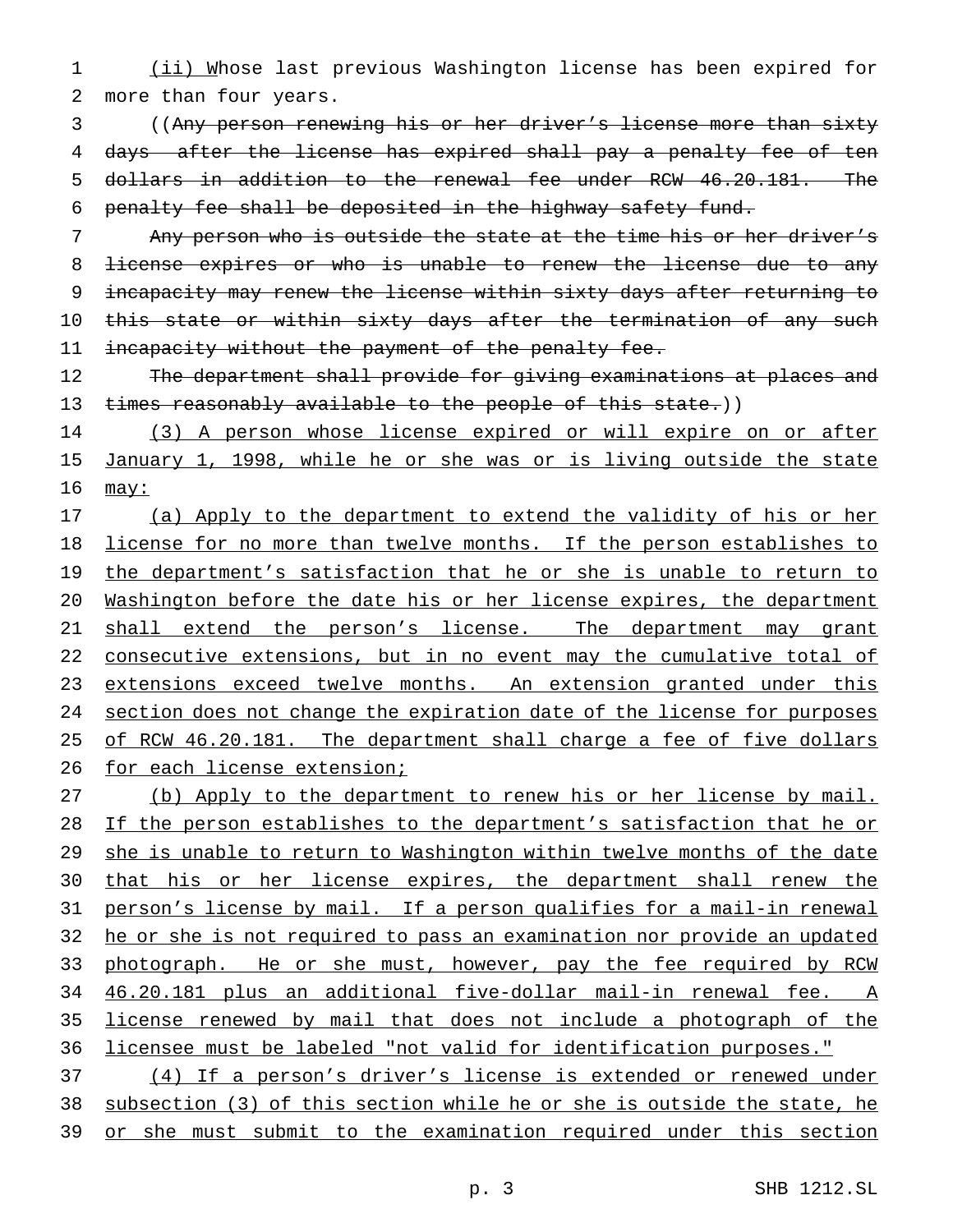(ii) Whose last previous Washington license has been expired for more than four years.

((~~Any person renewing his or her driver's license more than sixty days after the license has expired shall pay a penalty fee of ten dollars in addition to the renewal fee under RCW 46.20.181. The penalty fee shall be deposited in the highway safety fund.~~

~~Any person who is outside the state at the time his or her driver's license expires or who is unable to renew the license due to any incapacity may renew the license within sixty days after returning to this state or within sixty days after the termination of any such incapacity without the payment of the penalty fee.~~

~~The department shall provide for giving examinations at places and times reasonably available to the people of this state.~~))

(3) A person whose license expired or will expire on or after January 1, 1998, while he or she was or is living outside the state may:

(a) Apply to the department to extend the validity of his or her license for no more than twelve months. If the person establishes to the department's satisfaction that he or she is unable to return to Washington before the date his or her license expires, the department shall extend the person's license. The department may grant consecutive extensions, but in no event may the cumulative total of extensions exceed twelve months. An extension granted under this section does not change the expiration date of the license for purposes of RCW 46.20.181. The department shall charge a fee of five dollars for each license extension;

(b) Apply to the department to renew his or her license by mail. If the person establishes to the department's satisfaction that he or she is unable to return to Washington within twelve months of the date that his or her license expires, the department shall renew the person's license by mail. If a person qualifies for a mail-in renewal he or she is not required to pass an examination nor provide an updated photograph. He or she must, however, pay the fee required by RCW 46.20.181 plus an additional five-dollar mail-in renewal fee. A license renewed by mail that does not include a photograph of the licensee must be labeled "not valid for identification purposes."

(4) If a person's driver's license is extended or renewed under subsection (3) of this section while he or she is outside the state, he or she must submit to the examination required under this section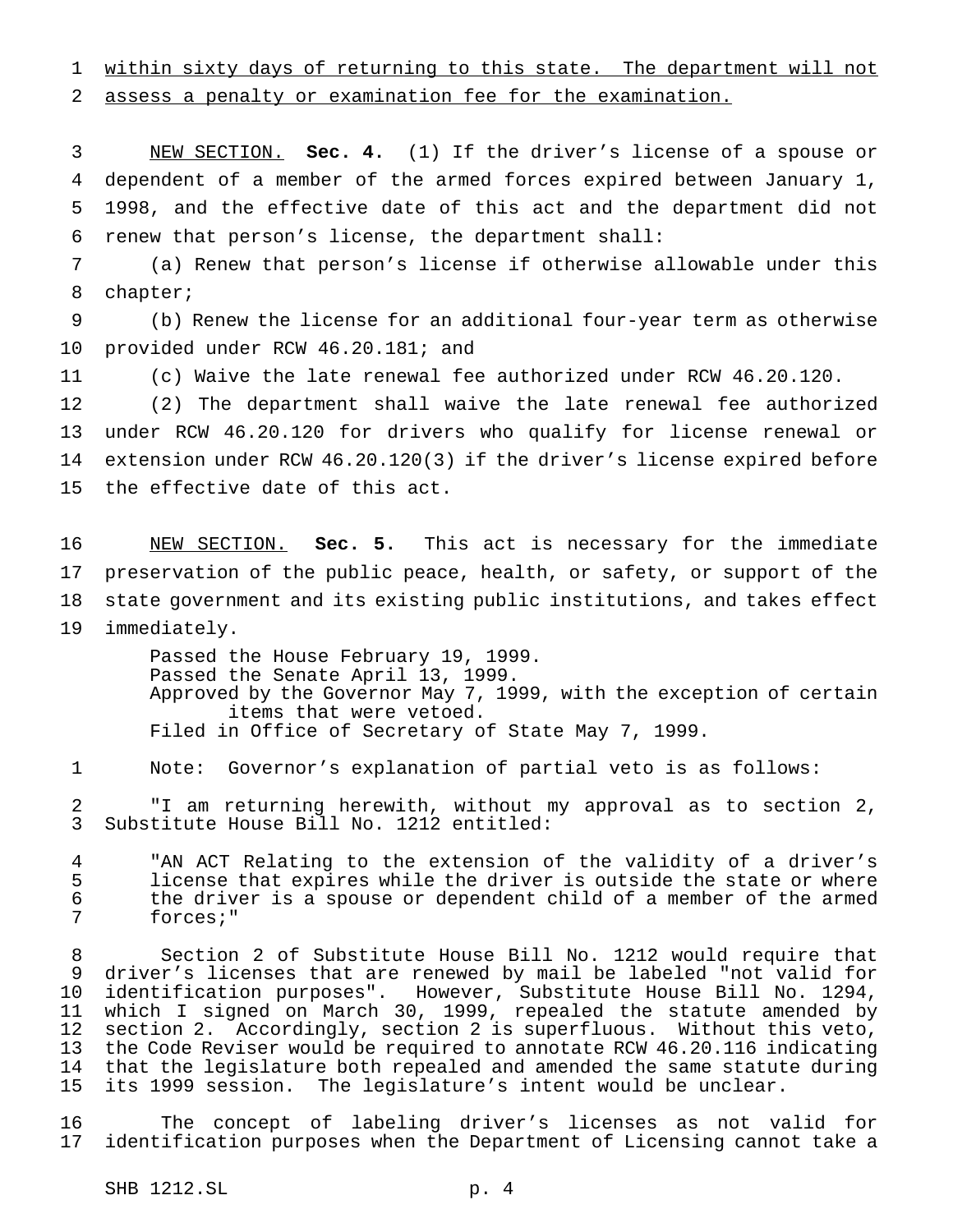within sixty days of returning to this state. The department will not assess a penalty or examination fee for the examination.

NEW SECTION. **Sec. 4.** (1) If the driver's license of a spouse or dependent of a member of the armed forces expired between January 1, 1998, and the effective date of this act and the department did not renew that person's license, the department shall:

(a) Renew that person's license if otherwise allowable under this chapter;

(b) Renew the license for an additional four-year term as otherwise provided under RCW 46.20.181; and

(c) Waive the late renewal fee authorized under RCW 46.20.120.

(2) The department shall waive the late renewal fee authorized under RCW 46.20.120 for drivers who qualify for license renewal or extension under RCW 46.20.120(3) if the driver's license expired before the effective date of this act.

NEW SECTION. **Sec. 5.** This act is necessary for the immediate preservation of the public peace, health, or safety, or support of the state government and its existing public institutions, and takes effect immediately.

Passed the House February 19, 1999.
Passed the Senate April 13, 1999.
Approved by the Governor May 7, 1999, with the exception of certain items that were vetoed.
Filed in Office of Secretary of State May 7, 1999.

Note: Governor's explanation of partial veto is as follows:

"I am returning herewith, without my approval as to section 2, Substitute House Bill No. 1212 entitled:

"AN ACT Relating to the extension of the validity of a driver's license that expires while the driver is outside the state or where the driver is a spouse or dependent child of a member of the armed forces;"

Section 2 of Substitute House Bill No. 1212 would require that driver's licenses that are renewed by mail be labeled "not valid for identification purposes". However, Substitute House Bill No. 1294, which I signed on March 30, 1999, repealed the statute amended by section 2. Accordingly, section 2 is superfluous. Without this veto, the Code Reviser would be required to annotate RCW 46.20.116 indicating that the legislature both repealed and amended the same statute during its 1999 session. The legislature's intent would be unclear.

The concept of labeling driver's licenses as not valid for identification purposes when the Department of Licensing cannot take a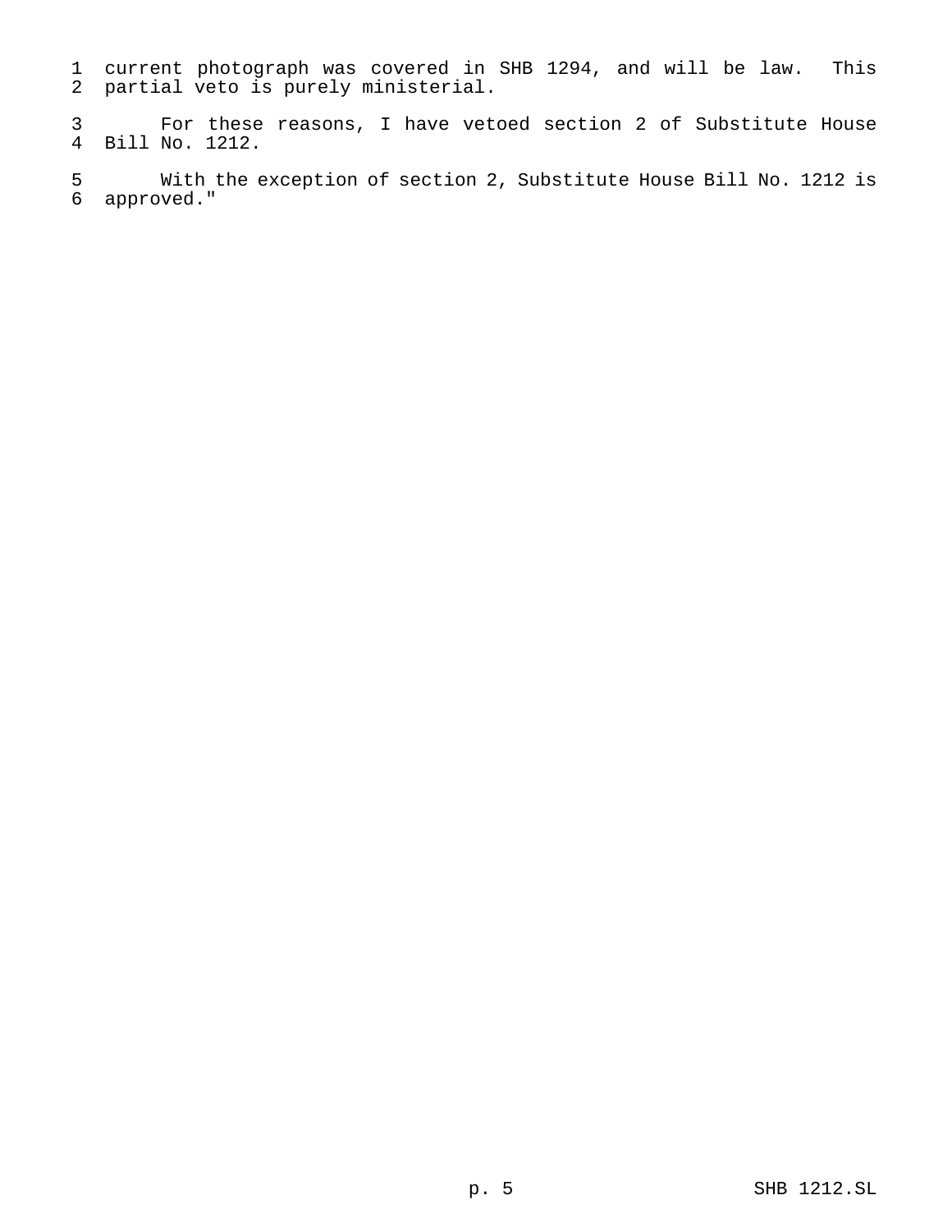current photograph was covered in SHB 1294, and will be law. This partial veto is purely ministerial.

For these reasons, I have vetoed section 2 of Substitute House Bill No. 1212.

With the exception of section 2, Substitute House Bill No. 1212 is approved."